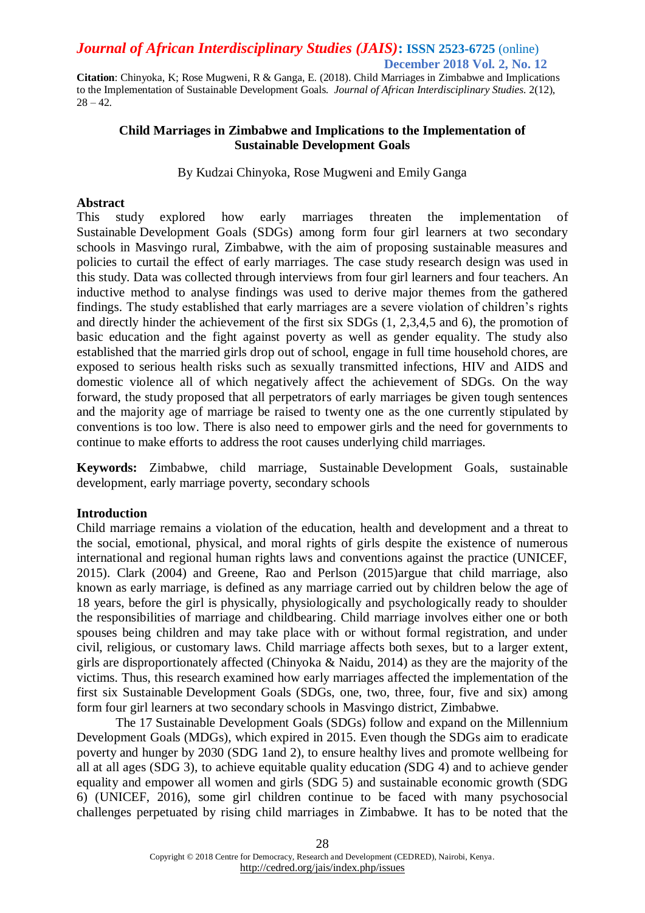**Citation**: Chinyoka, K; Rose Mugweni, R & Ganga, E. (2018). Child Marriages in Zimbabwe and Implications to the Implementation of Sustainable Development Goals. *Journal of African Interdisciplinary Studies*. 2(12), 28 – 42.

# Child Marriages in Zimbabwe and Implications to the Implementation of Sustainable Development Goals

By Kudzai Chinyoka, Rose Mugweni and Emily Ganga

## Abstract

This study explored how early marriages threaten the implementation of Sustainable Development Goals (SDGs) among form four girl learners at two secondary schools in Masvingo rural, Zimbabwe, with the aim of proposing sustainable measures and policies to curtail the effect of early marriages. The case study research design was used in this study. Data was collected through interviews from four girl learners and four teachers. An inductive method to analyse findings was used to derive major themes from the gathered findings. The study established that early marriages are a severe violation of children's rights and directly hinder the achievement of the first six SDGs (1, 2,3,4,5 and 6), the promotion of basic education and the fight against poverty as well as gender equality. The study also established that the married girls drop out of school, engage in full time household chores, are exposed to serious health risks such as sexually transmitted infections, HIV and AIDS and domestic violence all of which negatively affect the achievement of SDGs. On the way forward, the study proposed that all perpetrators of early marriages be given tough sentences and the majority age of marriage be raised to twenty one as the one currently stipulated by conventions is too low. There is also need to empower girls and the need for governments to continue to make efforts to address the root causes underlying child marriages.

**Keywords:** Zimbabwe, child marriage, Sustainable Development Goals, sustainable development, early marriage poverty, secondary schools

## Introduction

Child marriage remains a violation of the education, health and development and a threat to the social, emotional, physical, and moral rights of girls despite the existence of numerous international and regional human rights laws and conventions against the practice (UNICEF, 2015). Clark (2004) and Greene, Rao and Perlson (2015)argue that child marriage, also known as early marriage, is defined as any marriage carried out by children below the age of 18 years, before the girl is physically, physiologically and psychologically ready to shoulder the responsibilities of marriage and childbearing. Child marriage involves either one or both spouses being children and may take place with or without formal registration, and under civil, religious, or customary laws. Child marriage affects both sexes, but to a larger extent, girls are disproportionately affected (Chinyoka & Naidu, 2014) as they are the majority of the victims. Thus, this research examined how early marriages affected the implementation of the first six Sustainable Development Goals (SDGs, one, two, three, four, five and six) among form four girl learners at two secondary schools in Masvingo district, Zimbabwe.

The 17 Sustainable Development Goals (SDGs) follow and expand on the Millennium Development Goals (MDGs), which expired in 2015. Even though the SDGs aim to eradicate poverty and hunger by 2030 (SDG 1and 2), to ensure healthy lives and promote wellbeing for all at all ages (SDG 3), to achieve equitable quality education *(*SDG 4) and to achieve gender equality and empower all women and girls (SDG 5) and sustainable economic growth (SDG 6) (UNICEF, 2016), some girl children continue to be faced with many psychosocial challenges perpetuated by rising child marriages in Zimbabwe. It has to be noted that the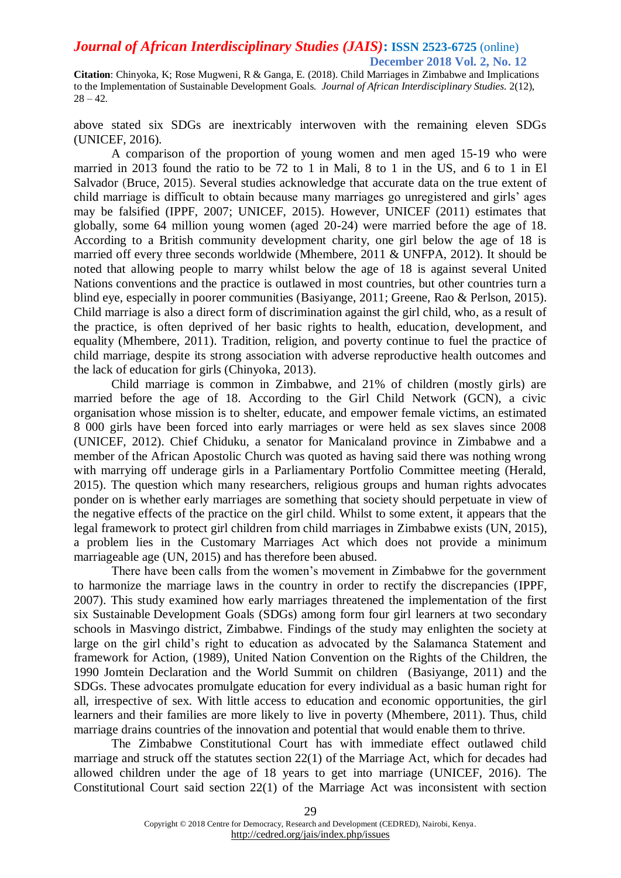above stated six SDGs are inextricably interwoven with the remaining eleven SDGs (UNICEF, 2016).

A comparison of the proportion of young women and men aged 15-19 who were married in 2013 found the ratio to be 72 to 1 in Mali, 8 to 1 in the US, and 6 to 1 in El Salvador (Bruce, 2015). Several studies acknowledge that accurate data on the true extent of child marriage is difficult to obtain because many marriages go unregistered and girls' ages may be falsified (IPPF, 2007; UNICEF, 2015). However, UNICEF (2011) estimates that globally, some 64 million young women (aged 20-24) were married before the age of 18. According to a British community development charity, one girl below the age of 18 is married off every three seconds worldwide (Mhembere, 2011 & UNFPA, 2012). It should be noted that allowing people to marry whilst below the age of 18 is against several United Nations conventions and the practice is outlawed in most countries, but other countries turn a blind eye, especially in poorer communities (Basiyange, 2011; Greene, Rao & Perlson, 2015). Child marriage is also a direct form of discrimination against the girl child, who, as a result of the practice, is often deprived of her basic rights to health, education, development, and equality (Mhembere, 2011). Tradition, religion, and poverty continue to fuel the practice of child marriage, despite its strong association with adverse reproductive health outcomes and the lack of education for girls (Chinyoka, 2013).

Child marriage is common in Zimbabwe, and 21% of children (mostly girls) are married before the age of 18. According to the Girl Child Network (GCN), a civic organisation whose mission is to shelter, educate, and empower female victims, an estimated 8 000 girls have been forced into early marriages or were held as sex slaves since 2008 (UNICEF, 2012). Chief Chiduku, a senator for Manicaland province in Zimbabwe and a member of the African Apostolic Church was quoted as having said there was nothing wrong with marrying off underage girls in a Parliamentary Portfolio Committee meeting (Herald, 2015). The question which many researchers, religious groups and human rights advocates ponder on is whether early marriages are something that society should perpetuate in view of the negative effects of the practice on the girl child. Whilst to some extent, it appears that the legal framework to protect girl children from child marriages in Zimbabwe exists (UN, 2015), a problem lies in the Customary Marriages Act which does not provide a minimum marriageable age (UN, 2015) and has therefore been abused.

There have been calls from the women's movement in Zimbabwe for the government to harmonize the marriage laws in the country in order to rectify the discrepancies (IPPF, 2007). This study examined how early marriages threatened the implementation of the first six Sustainable Development Goals (SDGs) among form four girl learners at two secondary schools in Masvingo district, Zimbabwe. Findings of the study may enlighten the society at large on the girl child's right to education as advocated by the Salamanca Statement and framework for Action, (1989), United Nation Convention on the Rights of the Children, the 1990 Jomtein Declaration and the World Summit on children (Basiyange, 2011) and the SDGs. These advocates promulgate education for every individual as a basic human right for all, irrespective of sex. With little access to education and economic opportunities, the girl learners and their families are more likely to live in poverty (Mhembere, 2011). Thus, child marriage drains countries of the innovation and potential that would enable them to thrive.

The Zimbabwe Constitutional Court has with immediate effect outlawed child marriage and struck off the statutes section 22(1) of the Marriage Act, which for decades had allowed children under the age of 18 years to get into marriage (UNICEF, 2016). The Constitutional Court said section 22(1) of the Marriage Act was inconsistent with section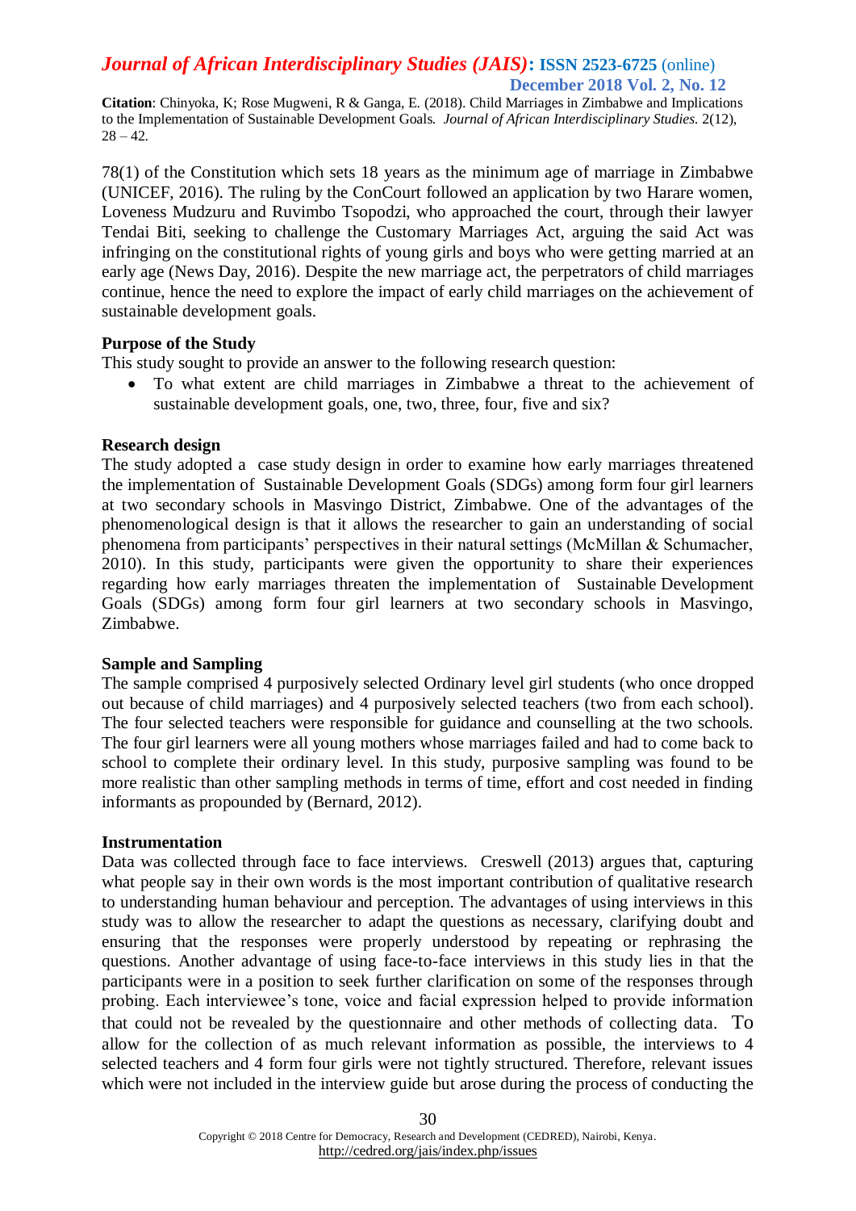78(1) of the Constitution which sets 18 years as the minimum age of marriage in Zimbabwe (UNICEF, 2016). The ruling by the ConCourt followed an application by two Harare women, Loveness Mudzuru and Ruvimbo Tsopodzi, who approached the court, through their lawyer Tendai Biti, seeking to challenge the Customary Marriages Act, arguing that the said Act was infringing on the constitutional rights of young girls and boys who were getting married at an early age (News Day, 2016). Despite the new marriage act, the perpetrators of child marriages continue, hence the need to explore the impact of early child marriages on the achievement of sustainable development goals.

**Purpose of the Study**

This study sought to provide an answer to the following research question:

- To what extent are child marriages in Zimbabwe a threat to the achievement of sustainable development goals, one, two, three, four, five and six?

**Research design**

The study adopted a case study design in order to examine how early marriages threatened the implementation of Sustainable Development Goals (SDGs) among form four girl learners at two secondary schools in Masvingo District, Zimbabwe. One of the advantages of the phenomenological design is that it allows the researcher to gain an understanding of social phenomena from participants' perspectives in their natural settings (McMillan & Schumacher, 2010). In this study, participants were given the opportunity to share their experiences regarding how early marriages threaten the implementation of Sustainable Development Goals (SDGs) among form four girl learners at two secondary schools in Masvingo, Zimbabwe.

**Sample and Sampling**

The sample comprised 4 purposively selected Ordinary level girl students (who once dropped out because of child marriages) and 4 purposively selected teachers (two from each school). The four selected teachers were responsible for guidance and counselling at the two schools. The four girl learners were all young mothers whose marriages failed and had to come back to school to complete their ordinary level. In this study, purposive sampling was found to be more realistic than other sampling methods in terms of time, effort and cost needed in finding informants as propounded by (Bernard, 2012).

**Instrumentation**

Data was collected through face to face interviews. Creswell (2013) argues that, capturing what people say in their own words is the most important contribution of qualitative research to understanding human behaviour and perception. The advantages of using interviews in this study was to allow the researcher to adapt the questions as necessary, clarifying doubt and ensuring that the responses were properly understood by repeating or rephrasing the questions. Another advantage of using face-to-face interviews in this study lies in that the participants were in a position to seek further clarification on some of the responses through probing. Each interviewee's tone, voice and facial expression helped to provide information that could not be revealed by the questionnaire and other methods of collecting data. To allow for the collection of as much relevant information as possible, the interviews to 4 selected teachers and 4 form four girls were not tightly structured. Therefore, relevant issues which were not included in the interview guide but arose during the process of conducting the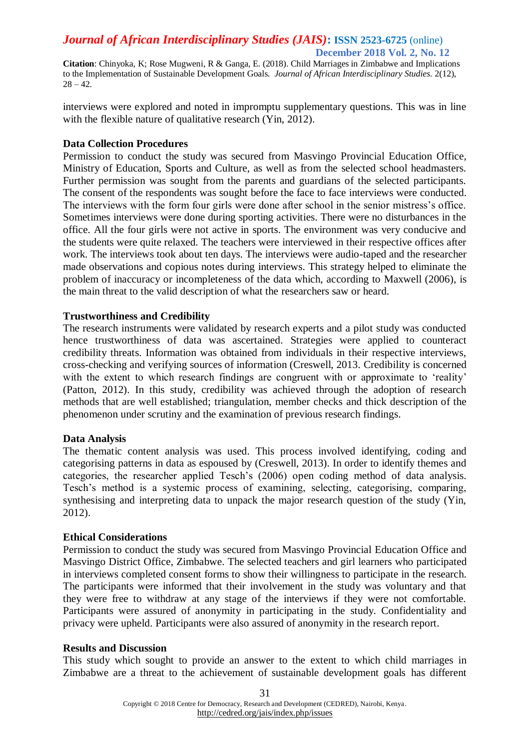interviews were explored and noted in impromptu supplementary questions. This was in line with the flexible nature of qualitative research (Yin, 2012).

**Data Collection Procedures**

Permission to conduct the study was secured from Masvingo Provincial Education Office, Ministry of Education, Sports and Culture, as well as from the selected school headmasters. Further permission was sought from the parents and guardians of the selected participants. The consent of the respondents was sought before the face to face interviews were conducted. The interviews with the form four girls were done after school in the senior mistress's office. Sometimes interviews were done during sporting activities. There were no disturbances in the office. All the four girls were not active in sports. The environment was very conducive and the students were quite relaxed. The teachers were interviewed in their respective offices after work. The interviews took about ten days. The interviews were audio-taped and the researcher made observations and copious notes during interviews. This strategy helped to eliminate the problem of inaccuracy or incompleteness of the data which, according to Maxwell (2006), is the main threat to the valid description of what the researchers saw or heard.

**Trustworthiness and Credibility**

The research instruments were validated by research experts and a pilot study was conducted hence trustworthiness of data was ascertained. Strategies were applied to counteract credibility threats. Information was obtained from individuals in their respective interviews, cross-checking and verifying sources of information (Creswell, 2013. Credibility is concerned with the extent to which research findings are congruent with or approximate to 'reality' (Patton, 2012). In this study, credibility was achieved through the adoption of research methods that are well established; triangulation, member checks and thick description of the phenomenon under scrutiny and the examination of previous research findings.

**Data Analysis**

The thematic content analysis was used. This process involved identifying, coding and categorising patterns in data as espoused by (Creswell, 2013). In order to identify themes and categories, the researcher applied Tesch's (2006) open coding method of data analysis. Tesch's method is a systemic process of examining, selecting, categorising, comparing, synthesising and interpreting data to unpack the major research question of the study (Yin, 2012).

**Ethical Considerations**

Permission to conduct the study was secured from Masvingo Provincial Education Office and Masvingo District Office, Zimbabwe. The selected teachers and girl learners who participated in interviews completed consent forms to show their willingness to participate in the research. The participants were informed that their involvement in the study was voluntary and that they were free to withdraw at any stage of the interviews if they were not comfortable. Participants were assured of anonymity in participating in the study. Confidentiality and privacy were upheld. Participants were also assured of anonymity in the research report.

**Results and Discussion**

This study which sought to provide an answer to the extent to which child marriages in Zimbabwe are a threat to the achievement of sustainable development goals has different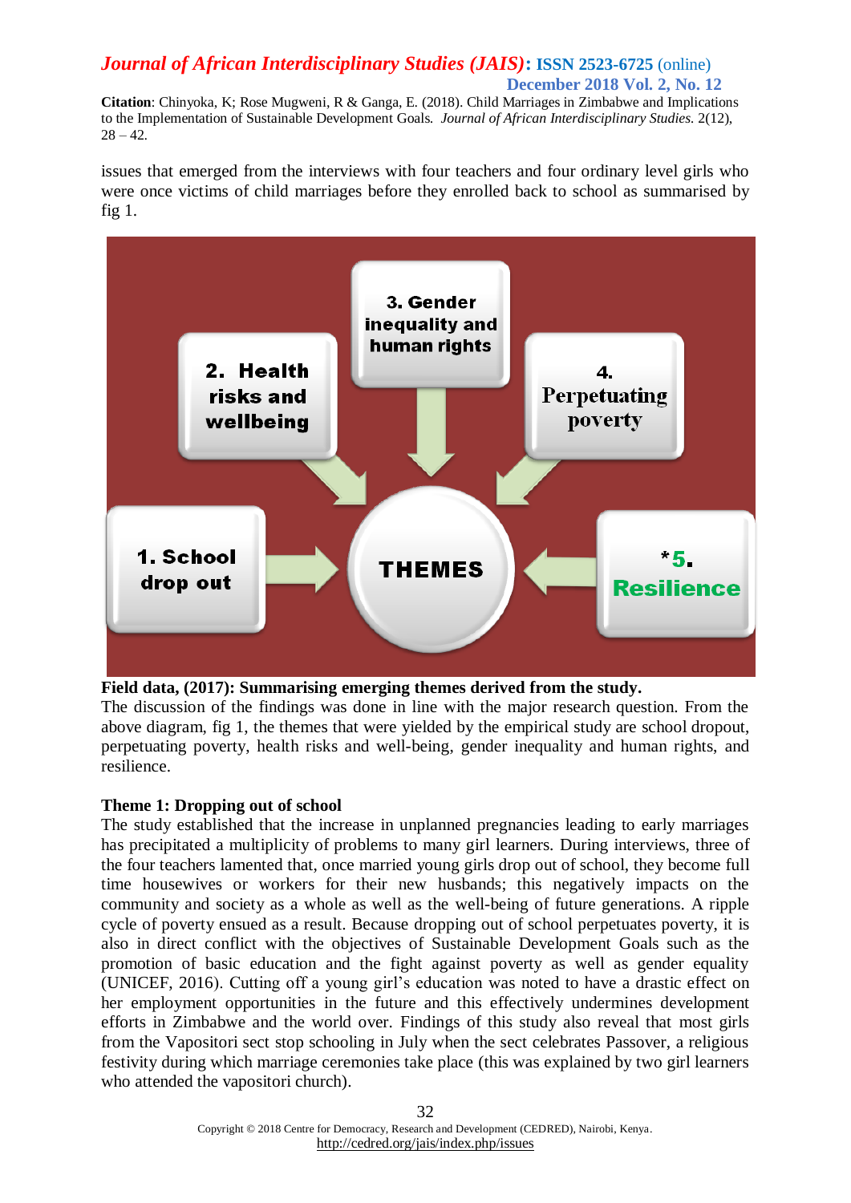issues that emerged from the interviews with four teachers and four ordinary level girls who were once victims of child marriages before they enrolled back to school as summarised by fig 1.

**Field data, (2017): Summarising emerging themes derived from the study.**

The discussion of the findings was done in line with the major research question. From the above diagram, fig 1, the themes that were yielded by the empirical study are school dropout, perpetuating poverty, health risks and well-being, gender inequality and human rights, and resilience.

**Theme 1: Dropping out of school**

The study established that the increase in unplanned pregnancies leading to early marriages has precipitated a multiplicity of problems to many girl learners. During interviews, three of the four teachers lamented that, once married young girls drop out of school, they become full time housewives or workers for their new husbands; this negatively impacts on the community and society as a whole as well as the well-being of future generations. A ripple cycle of poverty ensued as a result. Because dropping out of school perpetuates poverty, it is also in direct conflict with the objectives of Sustainable Development Goals such as the promotion of basic education and the fight against poverty as well as gender equality (UNICEF, 2016). Cutting off a young girl's education was noted to have a drastic effect on her employment opportunities in the future and this effectively undermines development efforts in Zimbabwe and the world over. Findings of this study also reveal that most girls from the Vapositori sect stop schooling in July when the sect celebrates Passover, a religious festivity during which marriage ceremonies take place (this was explained by two girl learners who attended the vapositori church).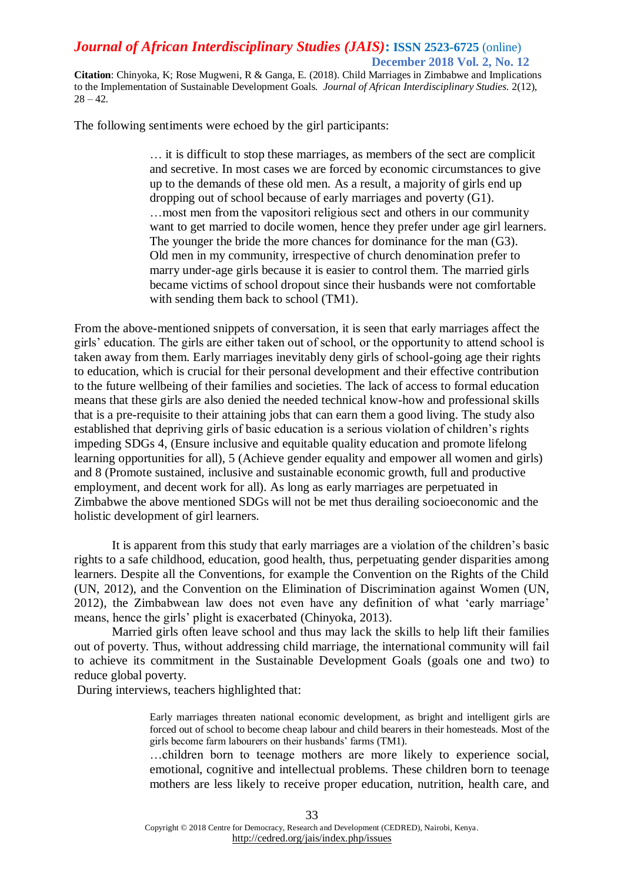The following sentiments were echoed by the girl participants:

> … it is difficult to stop these marriages, as members of the sect are complicit and secretive. In most cases we are forced by economic circumstances to give up to the demands of these old men. As a result, a majority of girls end up dropping out of school because of early marriages and poverty (G1).
> …most men from the vapositori religious sect and others in our community want to get married to docile women, hence they prefer under age girl learners. The younger the bride the more chances for dominance for the man (G3).
> Old men in my community, irrespective of church denomination prefer to marry under-age girls because it is easier to control them. The married girls became victims of school dropout since their husbands were not comfortable with sending them back to school (TM1).

From the above-mentioned snippets of conversation, it is seen that early marriages affect the girls' education. The girls are either taken out of school, or the opportunity to attend school is taken away from them. Early marriages inevitably deny girls of school-going age their rights to education, which is crucial for their personal development and their effective contribution to the future wellbeing of their families and societies. The lack of access to formal education means that these girls are also denied the needed technical know-how and professional skills that is a pre-requisite to their attaining jobs that can earn them a good living. The study also established that depriving girls of basic education is a serious violation of children's rights impeding SDGs 4, (Ensure inclusive and equitable quality education and promote lifelong learning opportunities for all), 5 (Achieve gender equality and empower all women and girls) and 8 (Promote sustained, inclusive and sustainable economic growth, full and productive employment, and decent work for all). As long as early marriages are perpetuated in Zimbabwe the above mentioned SDGs will not be met thus derailing socioeconomic and the holistic development of girl learners.

It is apparent from this study that early marriages are a violation of the children's basic rights to a safe childhood, education, good health, thus, perpetuating gender disparities among learners. Despite all the Conventions, for example the Convention on the Rights of the Child (UN, 2012), and the Convention on the Elimination of Discrimination against Women (UN, 2012), the Zimbabwean law does not even have any definition of what 'early marriage' means, hence the girls' plight is exacerbated (Chinyoka, 2013).

Married girls often leave school and thus may lack the skills to help lift their families out of poverty. Thus, without addressing child marriage, the international community will fail to achieve its commitment in the Sustainable Development Goals (goals one and two) to reduce global poverty.

During interviews, teachers highlighted that:

> Early marriages threaten national economic development, as bright and intelligent girls are forced out of school to become cheap labour and child bearers in their homesteads. Most of the girls become farm labourers on their husbands' farms (TM1).
> …children born to teenage mothers are more likely to experience social, emotional, cognitive and intellectual problems. These children born to teenage mothers are less likely to receive proper education, nutrition, health care, and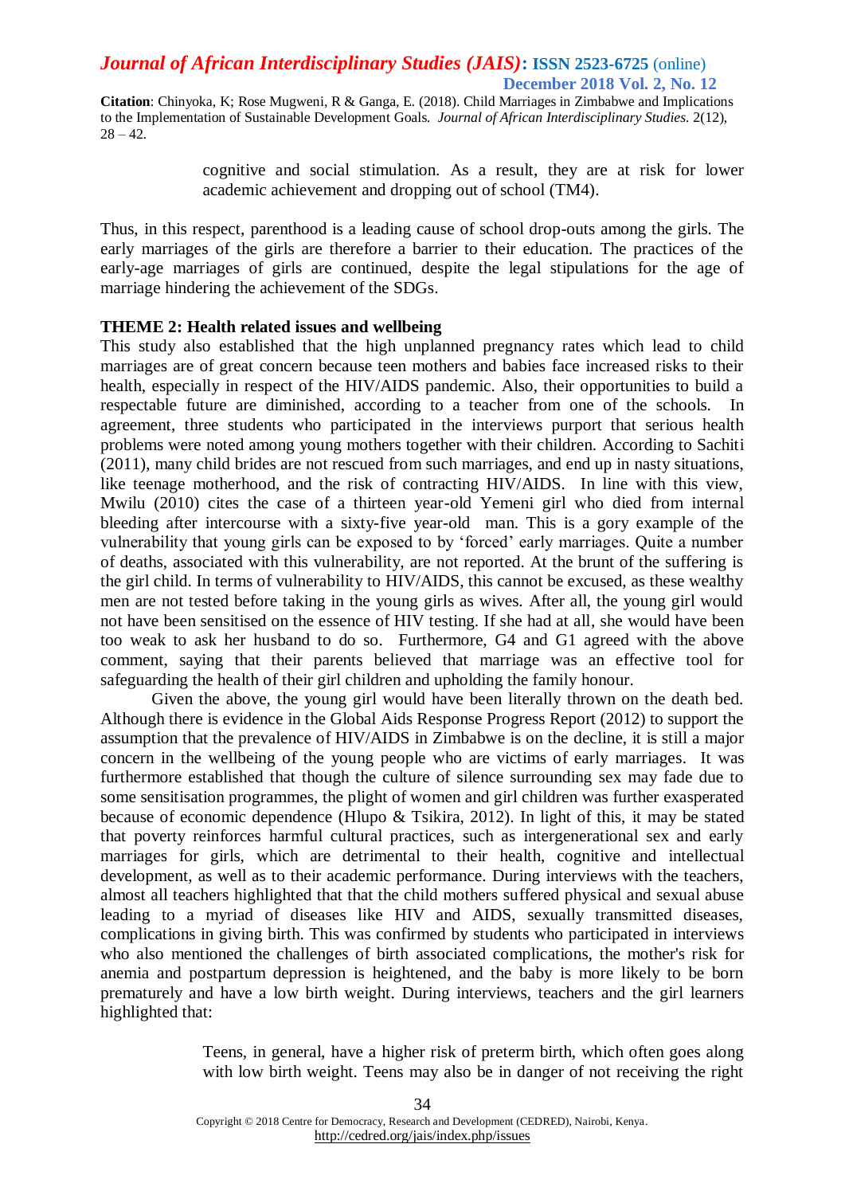> cognitive and social stimulation. As a result, they are at risk for lower academic achievement and dropping out of school (TM4).

Thus, in this respect, parenthood is a leading cause of school drop-outs among the girls. The early marriages of the girls are therefore a barrier to their education. The practices of the early-age marriages of girls are continued, despite the legal stipulations for the age of marriage hindering the achievement of the SDGs.

**THEME 2: Health related issues and wellbeing**

This study also established that the high unplanned pregnancy rates which lead to child marriages are of great concern because teen mothers and babies face increased risks to their health, especially in respect of the HIV/AIDS pandemic. Also, their opportunities to build a respectable future are diminished, according to a teacher from one of the schools. In agreement, three students who participated in the interviews purport that serious health problems were noted among young mothers together with their children. According to Sachiti (2011), many child brides are not rescued from such marriages, and end up in nasty situations, like teenage motherhood, and the risk of contracting HIV/AIDS. In line with this view, Mwilu (2010) cites the case of a thirteen year-old Yemeni girl who died from internal bleeding after intercourse with a sixty-five year-old man. This is a gory example of the vulnerability that young girls can be exposed to by 'forced' early marriages. Quite a number of deaths, associated with this vulnerability, are not reported. At the brunt of the suffering is the girl child. In terms of vulnerability to HIV/AIDS, this cannot be excused, as these wealthy men are not tested before taking in the young girls as wives. After all, the young girl would not have been sensitised on the essence of HIV testing. If she had at all, she would have been too weak to ask her husband to do so. Furthermore, G4 and G1 agreed with the above comment, saying that their parents believed that marriage was an effective tool for safeguarding the health of their girl children and upholding the family honour.

Given the above, the young girl would have been literally thrown on the death bed. Although there is evidence in the Global Aids Response Progress Report (2012) to support the assumption that the prevalence of HIV/AIDS in Zimbabwe is on the decline, it is still a major concern in the wellbeing of the young people who are victims of early marriages. It was furthermore established that though the culture of silence surrounding sex may fade due to some sensitisation programmes, the plight of women and girl children was further exasperated because of economic dependence (Hlupo & Tsikira, 2012). In light of this, it may be stated that poverty reinforces harmful cultural practices, such as intergenerational sex and early marriages for girls, which are detrimental to their health, cognitive and intellectual development, as well as to their academic performance. During interviews with the teachers, almost all teachers highlighted that that the child mothers suffered physical and sexual abuse leading to a myriad of diseases like HIV and AIDS, sexually transmitted diseases, complications in giving birth. This was confirmed by students who participated in interviews who also mentioned the challenges of birth associated complications, the mother's risk for anemia and postpartum depression is heightened, and the baby is more likely to be born prematurely and have a low birth weight. During interviews, teachers and the girl learners highlighted that:

> Teens, in general, have a higher risk of preterm birth, which often goes along with low birth weight. Teens may also be in danger of not receiving the right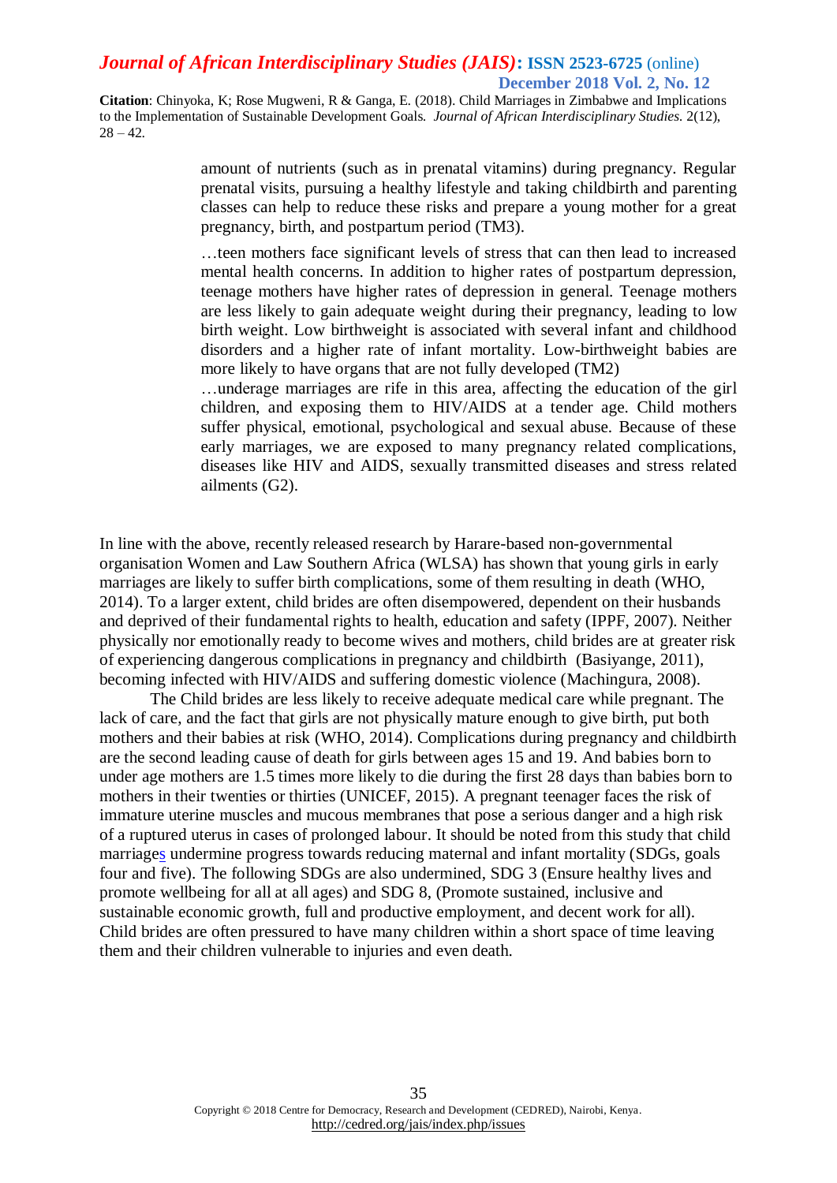> amount of nutrients (such as in prenatal vitamins) during pregnancy. Regular prenatal visits, pursuing a healthy lifestyle and taking childbirth and parenting classes can help to reduce these risks and prepare a young mother for a great pregnancy, birth, and postpartum period (TM3).
>
> …teen mothers face significant levels of stress that can then lead to increased mental health concerns. In addition to higher rates of postpartum depression, teenage mothers have higher rates of depression in general. Teenage mothers are less likely to gain adequate weight during their pregnancy, leading to low birth weight. Low birthweight is associated with several infant and childhood disorders and a higher rate of infant mortality. Low-birthweight babies are more likely to have organs that are not fully developed (TM2)
>
> …underage marriages are rife in this area, affecting the education of the girl children, and exposing them to HIV/AIDS at a tender age. Child mothers suffer physical, emotional, psychological and sexual abuse. Because of these early marriages, we are exposed to many pregnancy related complications, diseases like HIV and AIDS, sexually transmitted diseases and stress related ailments (G2).

In line with the above, recently released research by Harare-based non-governmental organisation Women and Law Southern Africa (WLSA) has shown that young girls in early marriages are likely to suffer birth complications, some of them resulting in death (WHO, 2014). To a larger extent, child brides are often disempowered, dependent on their husbands and deprived of their fundamental rights to health, education and safety (IPPF, 2007). Neither physically nor emotionally ready to become wives and mothers, child brides are at greater risk of experiencing dangerous complications in pregnancy and childbirth (Basiyange, 2011), becoming infected with HIV/AIDS and suffering domestic violence (Machingura, 2008).

The Child brides are less likely to receive adequate medical care while pregnant. The lack of care, and the fact that girls are not physically mature enough to give birth, put both mothers and their babies at risk (WHO, 2014). Complications during pregnancy and childbirth are the second leading cause of death for girls between ages 15 and 19. And babies born to under age mothers are 1.5 times more likely to die during the first 28 days than babies born to mothers in their twenties or thirties (UNICEF, 2015). A pregnant teenager faces the risk of immature uterine muscles and mucous membranes that pose a serious danger and a high risk of a ruptured uterus in cases of prolonged labour. It should be noted from this study that child marriages undermine progress towards reducing maternal and infant mortality (SDGs, goals four and five). The following SDGs are also undermined, SDG 3 (Ensure healthy lives and promote wellbeing for all at all ages) and SDG 8, (Promote sustained, inclusive and sustainable economic growth, full and productive employment, and decent work for all). Child brides are often pressured to have many children within a short space of time leaving them and their children vulnerable to injuries and even death.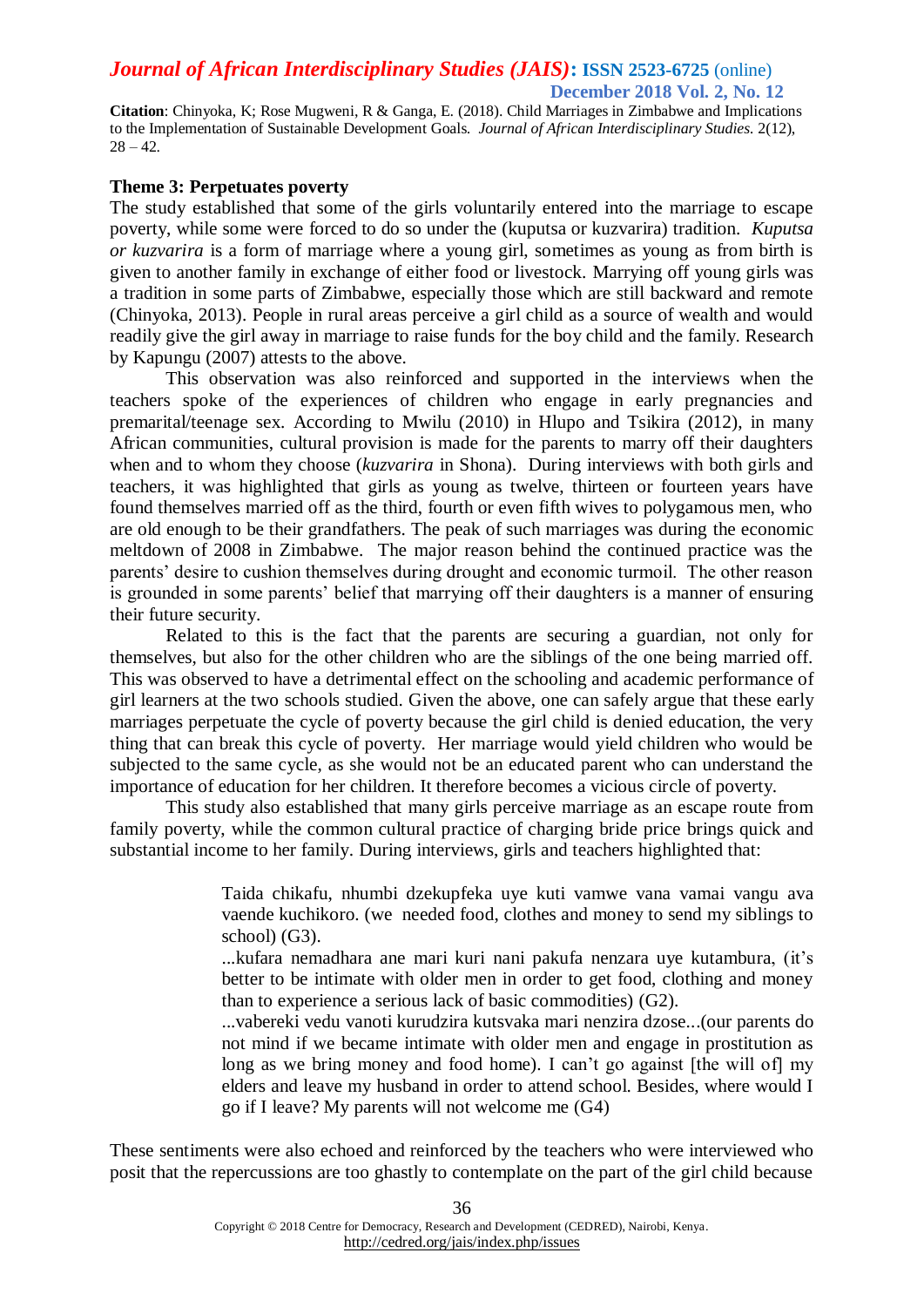**Theme 3: Perpetuates poverty**

The study established that some of the girls voluntarily entered into the marriage to escape poverty, while some were forced to do so under the (kuputsa or kuzvarira) tradition. *Kuputsa or kuzvarira* is a form of marriage where a young girl, sometimes as young as from birth is given to another family in exchange of either food or livestock. Marrying off young girls was a tradition in some parts of Zimbabwe, especially those which are still backward and remote (Chinyoka, 2013). People in rural areas perceive a girl child as a source of wealth and would readily give the girl away in marriage to raise funds for the boy child and the family. Research by Kapungu (2007) attests to the above.

This observation was also reinforced and supported in the interviews when the teachers spoke of the experiences of children who engage in early pregnancies and premarital/teenage sex. According to Mwilu (2010) in Hlupo and Tsikira (2012), in many African communities, cultural provision is made for the parents to marry off their daughters when and to whom they choose (*kuzvarira* in Shona). During interviews with both girls and teachers, it was highlighted that girls as young as twelve, thirteen or fourteen years have found themselves married off as the third, fourth or even fifth wives to polygamous men, who are old enough to be their grandfathers. The peak of such marriages was during the economic meltdown of 2008 in Zimbabwe. The major reason behind the continued practice was the parents' desire to cushion themselves during drought and economic turmoil. The other reason is grounded in some parents' belief that marrying off their daughters is a manner of ensuring their future security.

Related to this is the fact that the parents are securing a guardian, not only for themselves, but also for the other children who are the siblings of the one being married off. This was observed to have a detrimental effect on the schooling and academic performance of girl learners at the two schools studied. Given the above, one can safely argue that these early marriages perpetuate the cycle of poverty because the girl child is denied education, the very thing that can break this cycle of poverty. Her marriage would yield children who would be subjected to the same cycle, as she would not be an educated parent who can understand the importance of education for her children. It therefore becomes a vicious circle of poverty.

This study also established that many girls perceive marriage as an escape route from family poverty, while the common cultural practice of charging bride price brings quick and substantial income to her family. During interviews, girls and teachers highlighted that:

> Taida chikafu, nhumbi dzekupfeka uye kuti vamwe vana vamai vangu ava vaende kuchikoro. (we needed food, clothes and money to send my siblings to school) (G3).
>
> ...kufara nemadhara ane mari kuri nani pakufa nenzara uye kutambura, (it's better to be intimate with older men in order to get food, clothing and money than to experience a serious lack of basic commodities) (G2).
>
> ...vabereki vedu vanoti kurudzira kutsvaka mari nenzira dzose...(our parents do not mind if we became intimate with older men and engage in prostitution as long as we bring money and food home). I can't go against [the will of] my elders and leave my husband in order to attend school. Besides, where would I go if I leave? My parents will not welcome me (G4)

These sentiments were also echoed and reinforced by the teachers who were interviewed who posit that the repercussions are too ghastly to contemplate on the part of the girl child because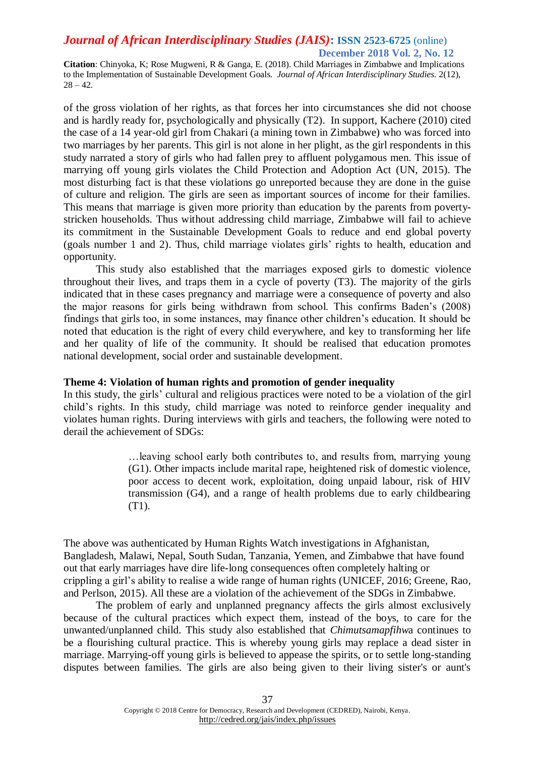of the gross violation of her rights, as that forces her into circumstances she did not choose and is hardly ready for, psychologically and physically (T2). In support, Kachere (2010) cited the case of a 14 year-old girl from Chakari (a mining town in Zimbabwe) who was forced into two marriages by her parents. This girl is not alone in her plight, as the girl respondents in this study narrated a story of girls who had fallen prey to affluent polygamous men. This issue of marrying off young girls violates the Child Protection and Adoption Act (UN, 2015). The most disturbing fact is that these violations go unreported because they are done in the guise of culture and religion. The girls are seen as important sources of income for their families. This means that marriage is given more priority than education by the parents from poverty-stricken households. Thus without addressing child marriage, Zimbabwe will fail to achieve its commitment in the Sustainable Development Goals to reduce and end global poverty (goals number 1 and 2). Thus, child marriage violates girls' rights to health, education and opportunity.

This study also established that the marriages exposed girls to domestic violence throughout their lives, and traps them in a cycle of poverty (T3). The majority of the girls indicated that in these cases pregnancy and marriage were a consequence of poverty and also the major reasons for girls being withdrawn from school. This confirms Baden's (2008) findings that girls too, in some instances, may finance other children's education. It should be noted that education is the right of every child everywhere, and key to transforming her life and her quality of life of the community. It should be realised that education promotes national development, social order and sustainable development.

**Theme 4: Violation of human rights and promotion of gender inequality**

In this study, the girls' cultural and religious practices were noted to be a violation of the girl child's rights. In this study, child marriage was noted to reinforce gender inequality and violates human rights. During interviews with girls and teachers, the following were noted to derail the achievement of SDGs:

> …leaving school early both contributes to, and results from, marrying young (G1). Other impacts include marital rape, heightened risk of domestic violence, poor access to decent work, exploitation, doing unpaid labour, risk of HIV transmission (G4), and a range of health problems due to early childbearing (T1).

The above was authenticated by Human Rights Watch investigations in Afghanistan, Bangladesh, Malawi, Nepal, South Sudan, Tanzania, Yemen, and Zimbabwe that have found out that early marriages have dire life-long consequences often completely halting or crippling a girl's ability to realise a wide range of human rights (UNICEF, 2016; Greene, Rao, and Perlson, 2015). All these are a violation of the achievement of the SDGs in Zimbabwe.

The problem of early and unplanned pregnancy affects the girls almost exclusively because of the cultural practices which expect them, instead of the boys, to care for the unwanted/unplanned child. This study also established that *Chimutsamapfihwa* continues to be a flourishing cultural practice. This is whereby young girls may replace a dead sister in marriage. Marrying-off young girls is believed to appease the spirits, or to settle long-standing disputes between families. The girls are also being given to their living sister's or aunt's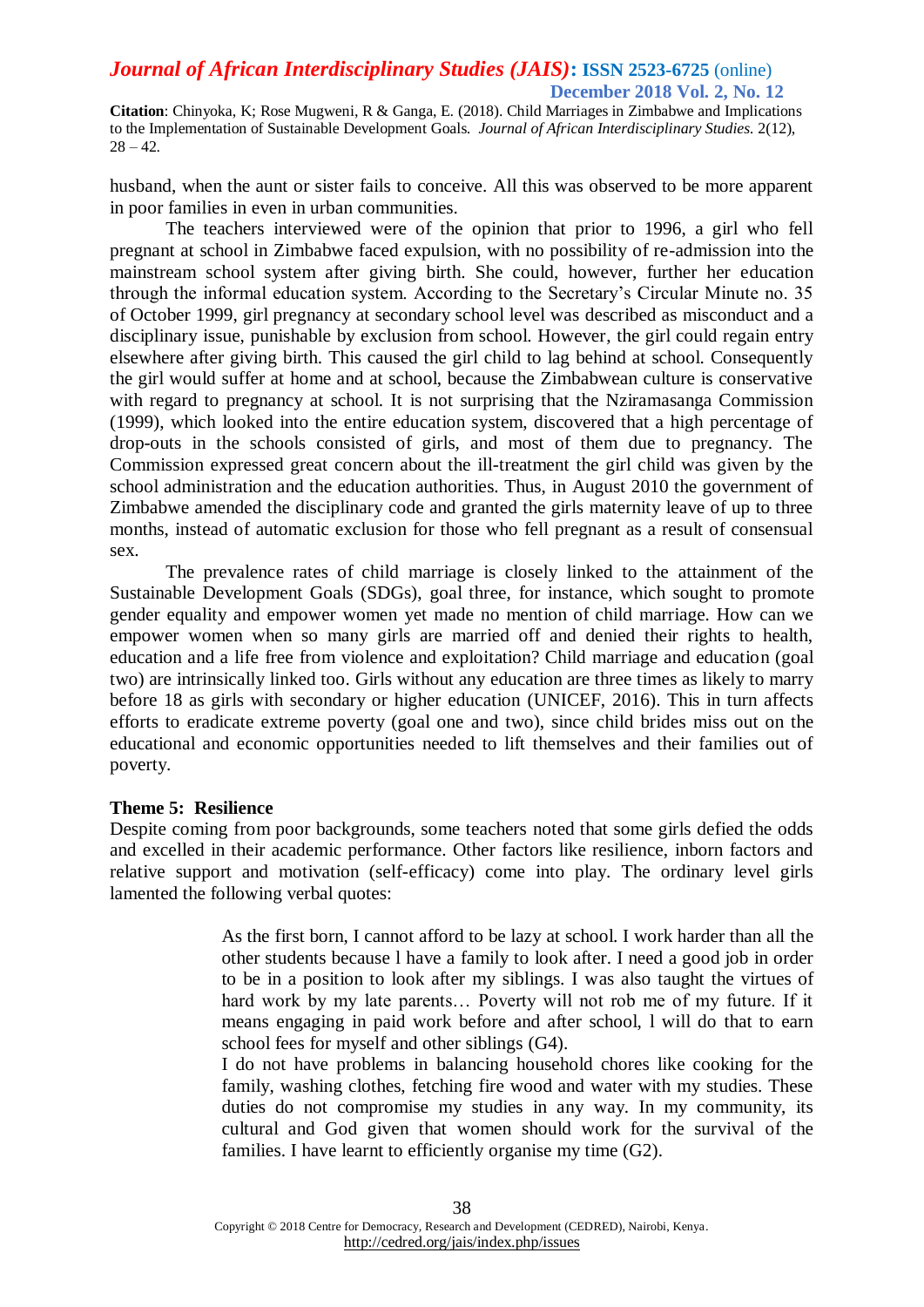husband, when the aunt or sister fails to conceive. All this was observed to be more apparent in poor families in even in urban communities.

The teachers interviewed were of the opinion that prior to 1996, a girl who fell pregnant at school in Zimbabwe faced expulsion, with no possibility of re-admission into the mainstream school system after giving birth. She could, however, further her education through the informal education system. According to the Secretary's Circular Minute no. 35 of October 1999, girl pregnancy at secondary school level was described as misconduct and a disciplinary issue, punishable by exclusion from school. However, the girl could regain entry elsewhere after giving birth. This caused the girl child to lag behind at school. Consequently the girl would suffer at home and at school, because the Zimbabwean culture is conservative with regard to pregnancy at school. It is not surprising that the Nziramasanga Commission (1999), which looked into the entire education system, discovered that a high percentage of drop-outs in the schools consisted of girls, and most of them due to pregnancy. The Commission expressed great concern about the ill-treatment the girl child was given by the school administration and the education authorities. Thus, in August 2010 the government of Zimbabwe amended the disciplinary code and granted the girls maternity leave of up to three months, instead of automatic exclusion for those who fell pregnant as a result of consensual sex.

The prevalence rates of child marriage is closely linked to the attainment of the Sustainable Development Goals (SDGs), goal three, for instance, which sought to promote gender equality and empower women yet made no mention of child marriage. How can we empower women when so many girls are married off and denied their rights to health, education and a life free from violence and exploitation? Child marriage and education (goal two) are intrinsically linked too. Girls without any education are three times as likely to marry before 18 as girls with secondary or higher education (UNICEF, 2016). This in turn affects efforts to eradicate extreme poverty (goal one and two), since child brides miss out on the educational and economic opportunities needed to lift themselves and their families out of poverty.

**Theme 5: Resilience**

Despite coming from poor backgrounds, some teachers noted that some girls defied the odds and excelled in their academic performance. Other factors like resilience, inborn factors and relative support and motivation (self-efficacy) come into play. The ordinary level girls lamented the following verbal quotes:

> As the first born, I cannot afford to be lazy at school. I work harder than all the other students because l have a family to look after. I need a good job in order to be in a position to look after my siblings. I was also taught the virtues of hard work by my late parents… Poverty will not rob me of my future. If it means engaging in paid work before and after school, l will do that to earn school fees for myself and other siblings (G4).
>
> I do not have problems in balancing household chores like cooking for the family, washing clothes, fetching fire wood and water with my studies. These duties do not compromise my studies in any way. In my community, its cultural and God given that women should work for the survival of the families. I have learnt to efficiently organise my time (G2).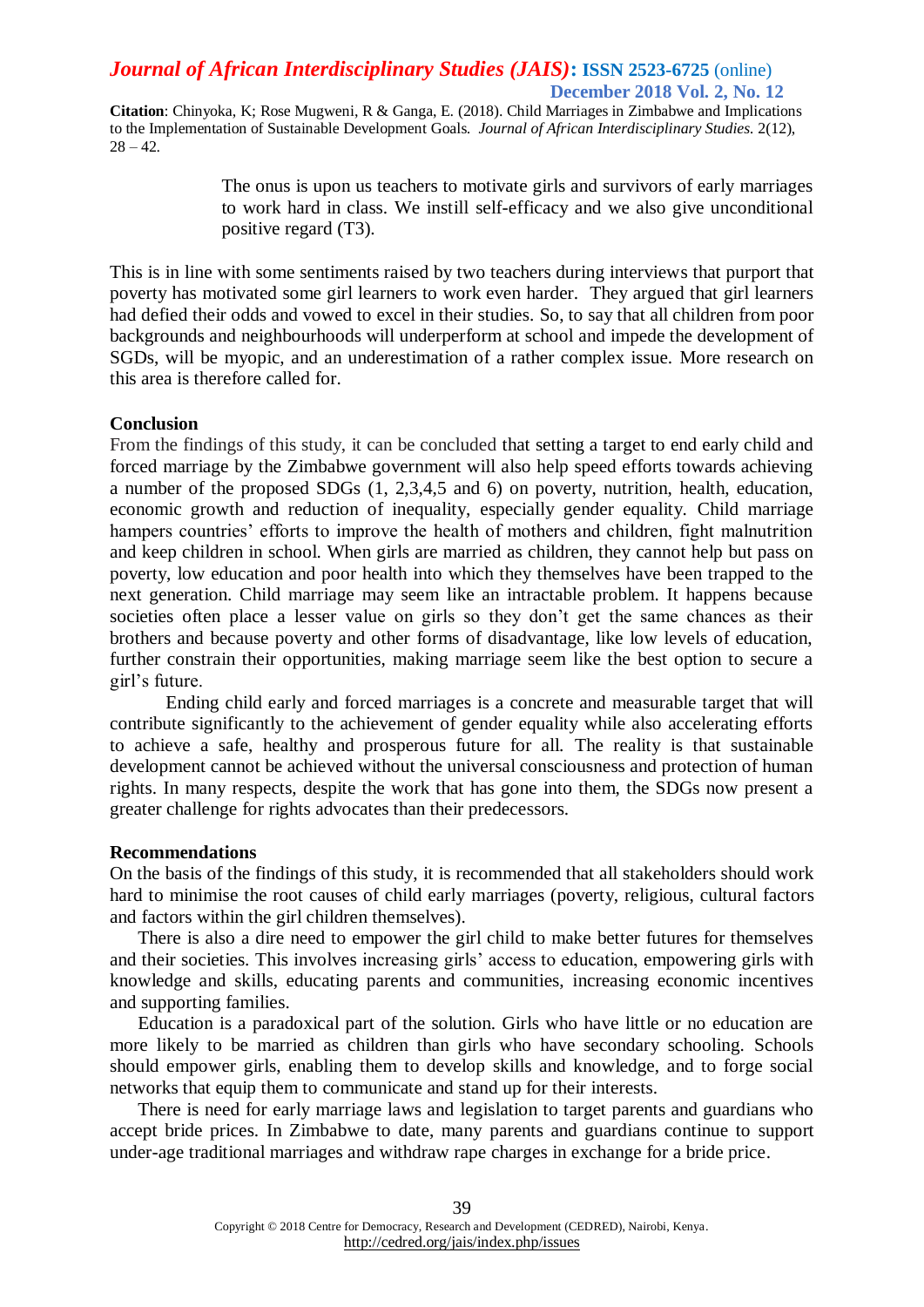> The onus is upon us teachers to motivate girls and survivors of early marriages to work hard in class. We instill self-efficacy and we also give unconditional positive regard (T3).

This is in line with some sentiments raised by two teachers during interviews that purport that poverty has motivated some girl learners to work even harder. They argued that girl learners had defied their odds and vowed to excel in their studies. So, to say that all children from poor backgrounds and neighbourhoods will underperform at school and impede the development of SGDs, will be myopic, and an underestimation of a rather complex issue. More research on this area is therefore called for.

**Conclusion**

From the findings of this study, it can be concluded that setting a target to end early child and forced marriage by the Zimbabwe government will also help speed efforts towards achieving a number of the proposed SDGs (1, 2,3,4,5 and 6) on poverty, nutrition, health, education, economic growth and reduction of inequality, especially gender equality. Child marriage hampers countries' efforts to improve the health of mothers and children, fight malnutrition and keep children in school. When girls are married as children, they cannot help but pass on poverty, low education and poor health into which they themselves have been trapped to the next generation. Child marriage may seem like an intractable problem. It happens because societies often place a lesser value on girls so they don't get the same chances as their brothers and because poverty and other forms of disadvantage, like low levels of education, further constrain their opportunities, making marriage seem like the best option to secure a girl's future.

Ending child early and forced marriages is a concrete and measurable target that will contribute significantly to the achievement of gender equality while also accelerating efforts to achieve a safe, healthy and prosperous future for all. The reality is that sustainable development cannot be achieved without the universal consciousness and protection of human rights. In many respects, despite the work that has gone into them, the SDGs now present a greater challenge for rights advocates than their predecessors.

**Recommendations**

On the basis of the findings of this study, it is recommended that all stakeholders should work hard to minimise the root causes of child early marriages (poverty, religious, cultural factors and factors within the girl children themselves).

There is also a dire need to empower the girl child to make better futures for themselves and their societies. This involves increasing girls' access to education, empowering girls with knowledge and skills, educating parents and communities, increasing economic incentives and supporting families.

Education is a paradoxical part of the solution. Girls who have little or no education are more likely to be married as children than girls who have secondary schooling. Schools should empower girls, enabling them to develop skills and knowledge, and to forge social networks that equip them to communicate and stand up for their interests.

There is need for early marriage laws and legislation to target parents and guardians who accept bride prices. In Zimbabwe to date, many parents and guardians continue to support under-age traditional marriages and withdraw rape charges in exchange for a bride price.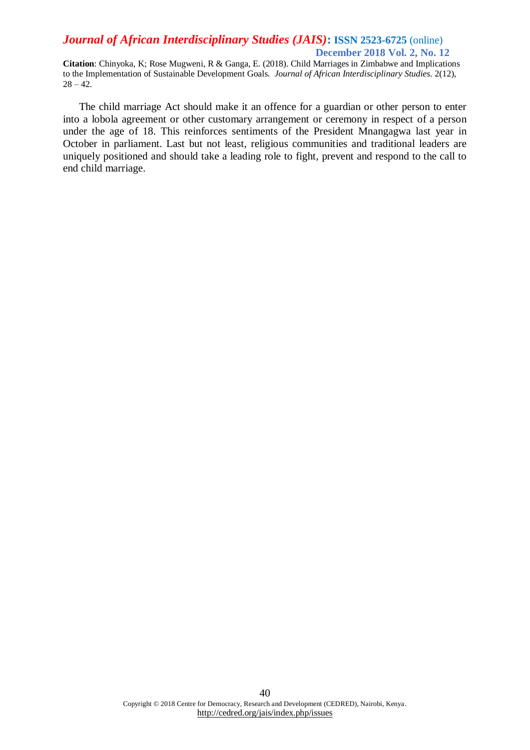The child marriage Act should make it an offence for a guardian or other person to enter into a lobola agreement or other customary arrangement or ceremony in respect of a person under the age of 18. This reinforces sentiments of the President Mnangagwa last year in October in parliament. Last but not least, religious communities and traditional leaders are uniquely positioned and should take a leading role to fight, prevent and respond to the call to end child marriage.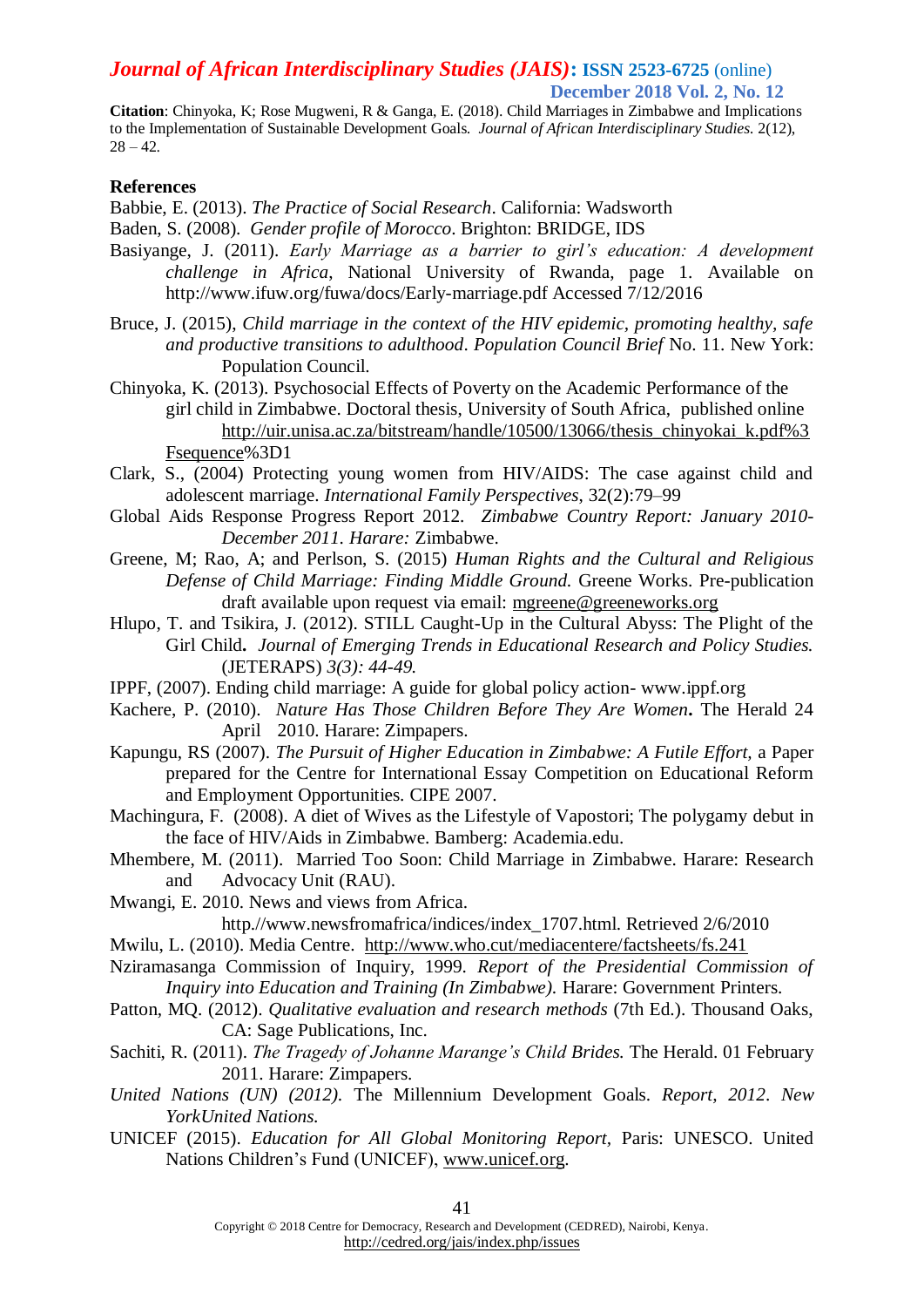## References

Babbie, E. (2013). *The Practice of Social Research*. California: Wadsworth

Baden, S. (2008). *Gender profile of Morocco*. Brighton: BRIDGE, IDS

Basiyange, J. (2011). *Early Marriage as a barrier to girl's education: A development challenge in Africa*, National University of Rwanda, page 1. Available on http://www.ifuw.org/fuwa/docs/Early-marriage.pdf Accessed 7/12/2016

Bruce, J. (2015), *Child marriage in the context of the HIV epidemic, promoting healthy, safe and productive transitions to adulthood*. *Population Council Brief* No. 11. New York: Population Council.

Chinyoka, K. (2013). Psychosocial Effects of Poverty on the Academic Performance of the girl child in Zimbabwe. Doctoral thesis, University of South Africa, published online http://uir.unisa.ac.za/bitstream/handle/10500/13066/thesis_chinyokai_k.pdf%3Fsequence%3D1

Clark, S., (2004) Protecting young women from HIV/AIDS: The case against child and adolescent marriage. *International Family Perspectives*, 32(2):79–99

Global Aids Response Progress Report 2012. *Zimbabwe Country Report: January 2010-December 2011. Harare:* Zimbabwe.

Greene, M; Rao, A; and Perlson, S. (2015) *Human Rights and the Cultural and Religious Defense of Child Marriage: Finding Middle Ground.* Greene Works. Pre-publication draft available upon request via email: mgreene@greeneworks.org

Hlupo, T. and Tsikira, J. (2012). STILL Caught-Up in the Cultural Abyss: The Plight of the Girl Child**.** *Journal of Emerging Trends in Educational Research and Policy Studies.* (JETERAPS) *3(3): 44-49.*

IPPF, (2007). Ending child marriage: A guide for global policy action- www.ippf.org

Kachere, P. (2010). *Nature Has Those Children Before They Are Women***.** The Herald 24 April 2010. Harare: Zimpapers.

Kapungu, RS (2007). *The Pursuit of Higher Education in Zimbabwe: A Futile Effort,* a Paper prepared for the Centre for International Essay Competition on Educational Reform and Employment Opportunities. CIPE 2007.

Machingura, F. (2008). A diet of Wives as the Lifestyle of Vapostori; The polygamy debut in the face of HIV/Aids in Zimbabwe. Bamberg: Academia.edu.

Mhembere, M. (2011). Married Too Soon: Child Marriage in Zimbabwe. Harare: Research and Advocacy Unit (RAU).

Mwangi, E. 2010. News and views from Africa. http://www.newsfromafrica/indices/index_1707.html. Retrieved 2/6/2010

Mwilu, L. (2010). Media Centre. http://www.who.cut/mediacentere/factsheets/fs.241

Nziramasanga Commission of Inquiry, 1999. *Report of the Presidential Commission of Inquiry into Education and Training (In Zimbabwe).* Harare: Government Printers.

Patton, MQ. (2012). *Qualitative evaluation and research methods* (7th Ed.). Thousand Oaks, CA: Sage Publications, Inc.

Sachiti, R. (2011). *The Tragedy of Johanne Marange's Child Brides.* The Herald. 01 February 2011. Harare: Zimpapers.

*United Nations (UN) (2012).* The Millennium Development Goals. *Report, 2012*. *New YorkUnited Nations.*

UNICEF (2015). *Education for All Global Monitoring Report,* Paris: UNESCO. United Nations Children's Fund (UNICEF), www.unicef.org.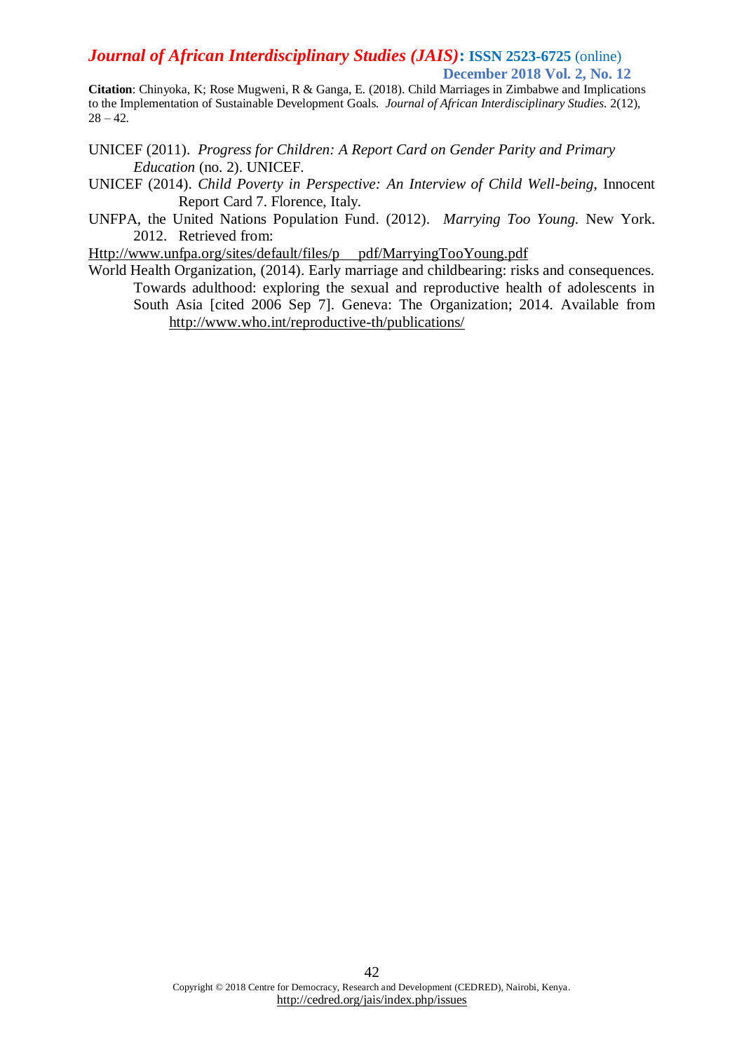UNICEF (2011). *Progress for Children: A Report Card on Gender Parity and Primary Education* (no. 2). UNICEF.

UNICEF (2014). *Child Poverty in Perspective: An Interview of Child Well-being*, Innocent Report Card 7. Florence, Italy.

UNFPA, the United Nations Population Fund. (2012). *Marrying Too Young.* New York. 2012. Retrieved from: Http://www.unfpa.org/sites/default/files/p pdf/MarryingTooYoung.pdf

World Health Organization, (2014). Early marriage and childbearing: risks and consequences. Towards adulthood: exploring the sexual and reproductive health of adolescents in South Asia [cited 2006 Sep 7]. Geneva: The Organization; 2014. Available from http://www.who.int/reproductive-th/publications/